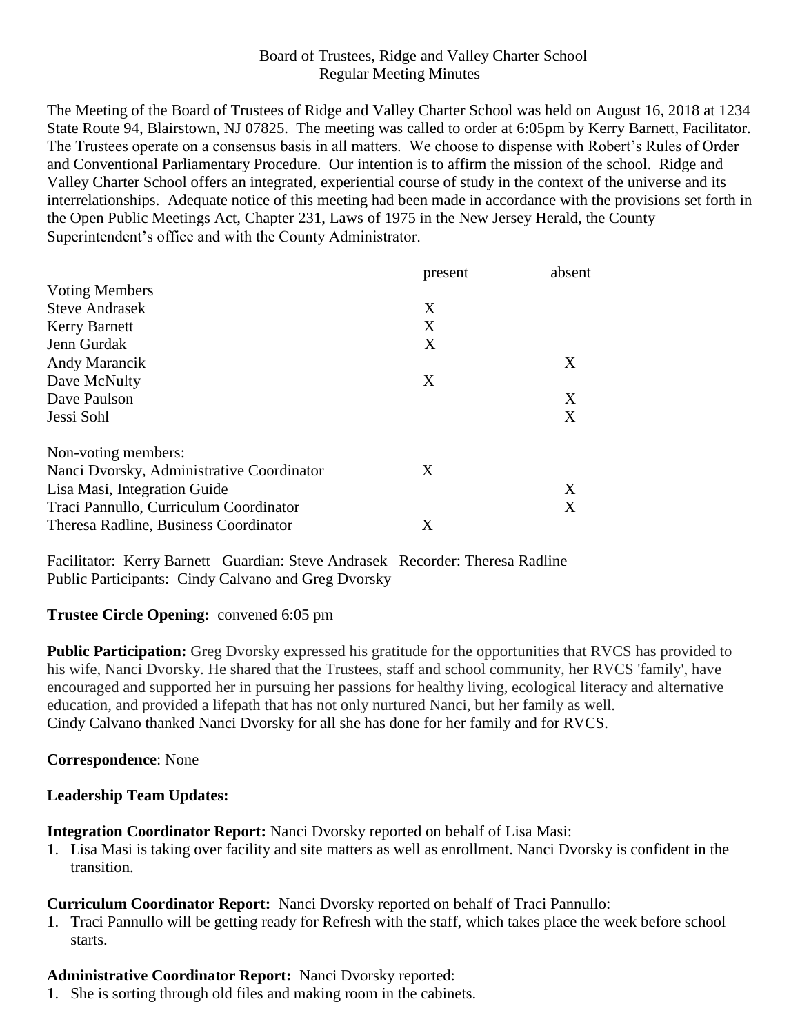Board of Trustees, Ridge and Valley Charter School
Regular Meeting Minutes

The Meeting of the Board of Trustees of Ridge and Valley Charter School was held on August 16, 2018 at 1234 State Route 94, Blairstown, NJ 07825. The meeting was called to order at 6:05pm by Kerry Barnett, Facilitator. The Trustees operate on a consensus basis in all matters. We choose to dispense with Robert's Rules of Order and Conventional Parliamentary Procedure. Our intention is to affirm the mission of the school. Ridge and Valley Charter School offers an integrated, experiential course of study in the context of the universe and its interrelationships. Adequate notice of this meeting had been made in accordance with the provisions set forth in the Open Public Meetings Act, Chapter 231, Laws of 1975 in the New Jersey Herald, the County Superintendent's office and with the County Administrator.

| | present | absent |
|---|---|---|
| Voting Members | | |
| Steve Andrasek | X | |
| Kerry Barnett | X | |
| Jenn Gurdak | X | |
| Andy Marancik | | X |
| Dave McNulty | X | |
| Dave Paulson | | X |
| Jessi Sohl | | X |
| Non-voting members: | | |
| Nanci Dvorsky, Administrative Coordinator | X | |
| Lisa Masi, Integration Guide | | X |
| Traci Pannullo, Curriculum Coordinator | | X |
| Theresa Radline, Business Coordinator | X | |

Facilitator: Kerry Barnett Guardian: Steve Andrasek Recorder: Theresa Radline
Public Participants: Cindy Calvano and Greg Dvorsky

**Trustee Circle Opening:** convened 6:05 pm

**Public Participation:** Greg Dvorsky expressed his gratitude for the opportunities that RVCS has provided to his wife, Nanci Dvorsky. He shared that the Trustees, staff and school community, her RVCS 'family', have encouraged and supported her in pursuing her passions for healthy living, ecological literacy and alternative education, and provided a lifepath that has not only nurtured Nanci, but her family as well.
Cindy Calvano thanked Nanci Dvorsky for all she has done for her family and for RVCS.

**Correspondence**: None

**Leadership Team Updates:**

**Integration Coordinator Report:** Nanci Dvorsky reported on behalf of Lisa Masi:

1. Lisa Masi is taking over facility and site matters as well as enrollment. Nanci Dvorsky is confident in the transition.

**Curriculum Coordinator Report:** Nanci Dvorsky reported on behalf of Traci Pannullo:

1. Traci Pannullo will be getting ready for Refresh with the staff, which takes place the week before school starts.

**Administrative Coordinator Report:** Nanci Dvorsky reported:

1. She is sorting through old files and making room in the cabinets.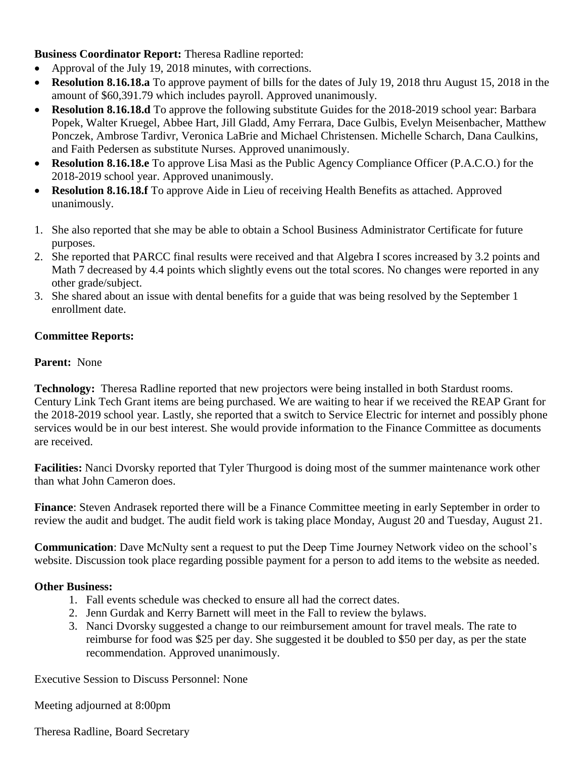**Business Coordinator Report:** Theresa Radline reported:

- Approval of the July 19, 2018 minutes, with corrections.
- **Resolution 8.16.18.a** To approve payment of bills for the dates of July 19, 2018 thru August 15, 2018 in the amount of $60,391.79 which includes payroll. Approved unanimously.
- **Resolution 8.16.18.d** To approve the following substitute Guides for the 2018-2019 school year: Barbara Popek, Walter Kruegel, Abbee Hart, Jill Gladd, Amy Ferrara, Dace Gulbis, Evelyn Meisenbacher, Matthew Ponczek, Ambrose Tardivr, Veronica LaBrie and Michael Christensen. Michelle Scharch, Dana Caulkins, and Faith Pedersen as substitute Nurses. Approved unanimously.
- **Resolution 8.16.18.e** To approve Lisa Masi as the Public Agency Compliance Officer (P.A.C.O.) for the 2018-2019 school year. Approved unanimously.
- **Resolution 8.16.18.f** To approve Aide in Lieu of receiving Health Benefits as attached. Approved unanimously.

1. She also reported that she may be able to obtain a School Business Administrator Certificate for future purposes.
2. She reported that PARCC final results were received and that Algebra I scores increased by 3.2 points and Math 7 decreased by 4.4 points which slightly evens out the total scores. No changes were reported in any other grade/subject.
3. She shared about an issue with dental benefits for a guide that was being resolved by the September 1 enrollment date.

**Committee Reports:**

**Parent:** None

**Technology:** Theresa Radline reported that new projectors were being installed in both Stardust rooms. Century Link Tech Grant items are being purchased. We are waiting to hear if we received the REAP Grant for the 2018-2019 school year. Lastly, she reported that a switch to Service Electric for internet and possibly phone services would be in our best interest. She would provide information to the Finance Committee as documents are received.

**Facilities:** Nanci Dvorsky reported that Tyler Thurgood is doing most of the summer maintenance work other than what John Cameron does.

**Finance**: Steven Andrasek reported there will be a Finance Committee meeting in early September in order to review the audit and budget. The audit field work is taking place Monday, August 20 and Tuesday, August 21.

**Communication**: Dave McNulty sent a request to put the Deep Time Journey Network video on the school's website. Discussion took place regarding possible payment for a person to add items to the website as needed.

**Other Business:**

1. Fall events schedule was checked to ensure all had the correct dates.
2. Jenn Gurdak and Kerry Barnett will meet in the Fall to review the bylaws.
3. Nanci Dvorsky suggested a change to our reimbursement amount for travel meals. The rate to reimburse for food was $25 per day. She suggested it be doubled to $50 per day, as per the state recommendation. Approved unanimously.

Executive Session to Discuss Personnel: None

Meeting adjourned at 8:00pm

Theresa Radline, Board Secretary